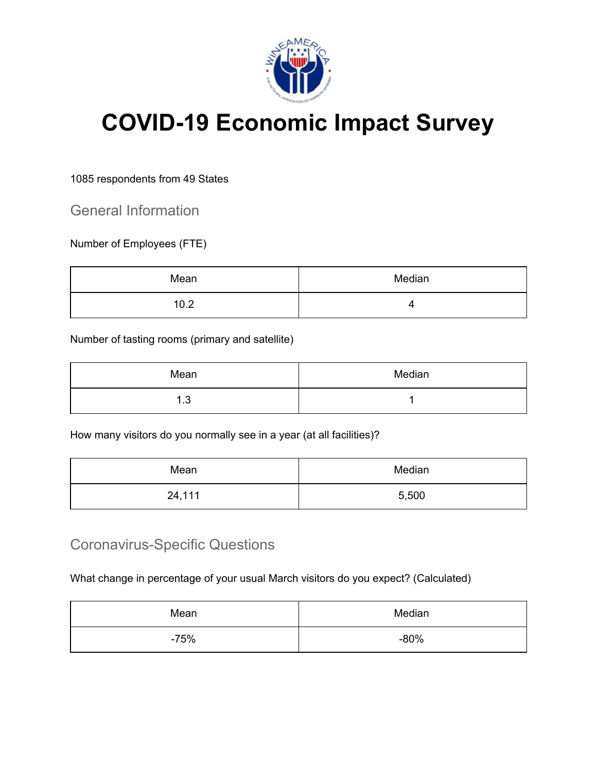# COVID-19 Economic Impact Survey

1085 respondents from 49 States

## General Information

Number of Employees (FTE)

| Mean | Median |
|---|---|
| 10.2 | 4 |

Number of tasting rooms (primary and satellite)

| Mean | Median |
|---|---|
| 1.3 | 1 |

How many visitors do you normally see in a year (at all facilities)?

| Mean | Median |
|---|---|
| 24,111 | 5,500 |

## Coronavirus-Specific Questions

What change in percentage of your usual March visitors do you expect? (Calculated)

| Mean | Median |
|---|---|
| -75% | -80% |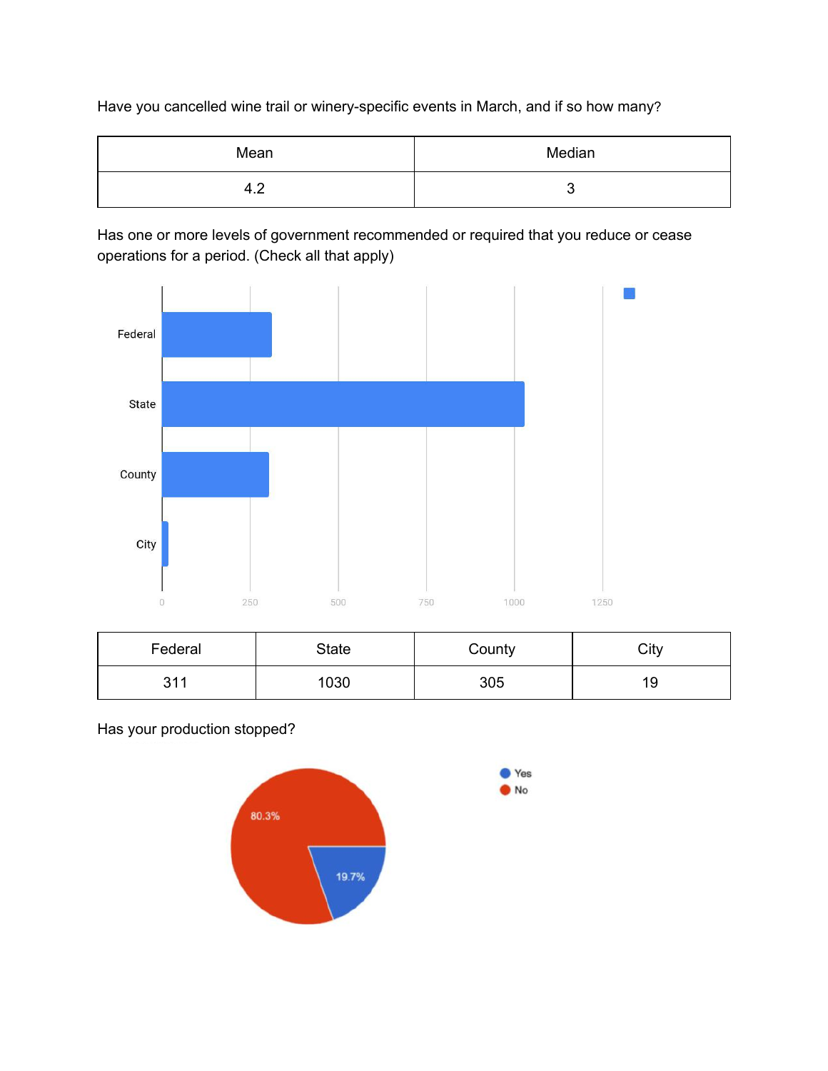Have you cancelled wine trail or winery-specific events in March, and if so how many?

| Mean | Median |
| --- | --- |
| 4.2 | 3 |

Has one or more levels of government recommended or required that you reduce or cease operations for a period. (Check all that apply)

| Federal | State | County | City |
| --- | --- | --- | --- |
| 311 | 1030 | 305 | 19 |

Has your production stopped?

| Yes | No |
| --- | --- |
| 19.7% | 80.3% |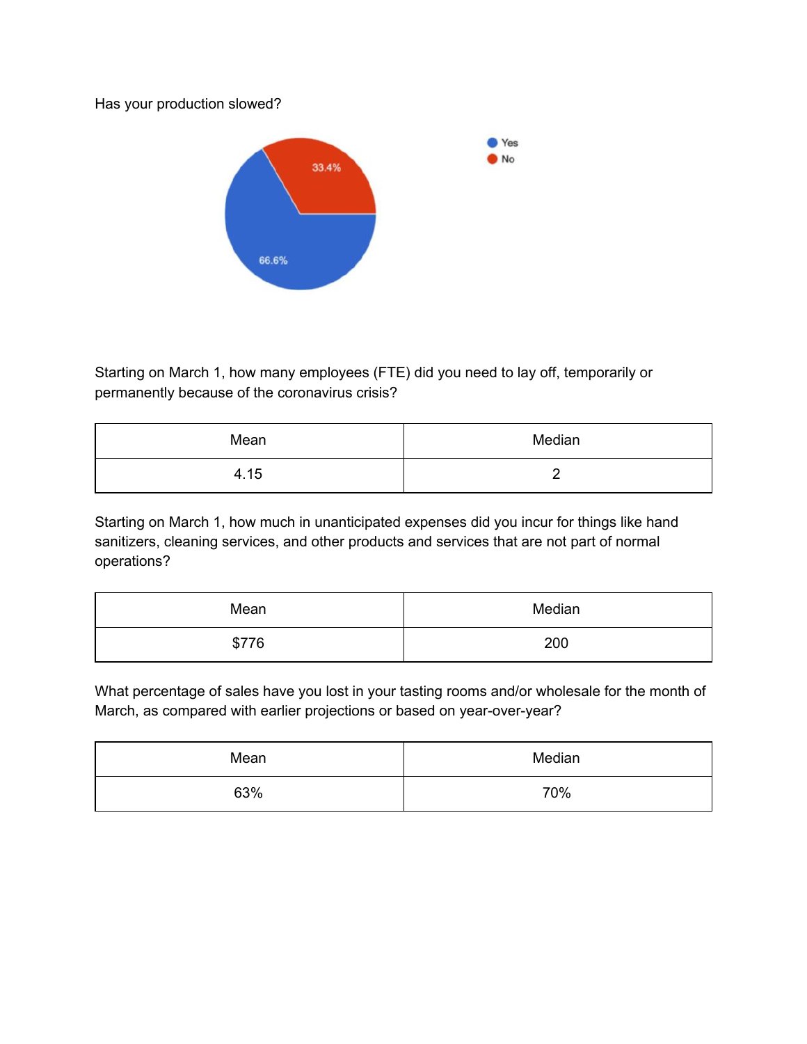Has your production slowed?

Starting on March 1, how many employees (FTE) did you need to lay off, temporarily or permanently because of the coronavirus crisis?

| Mean | Median |
| --- | --- |
| 4.15 | 2 |

Starting on March 1, how much in unanticipated expenses did you incur for things like hand sanitizers, cleaning services, and other products and services that are not part of normal operations?

| Mean | Median |
| --- | --- |
| $776 | 200 |

What percentage of sales have you lost in your tasting rooms and/or wholesale for the month of March, as compared with earlier projections or based on year-over-year?

| Mean | Median |
| --- | --- |
| 63% | 70% |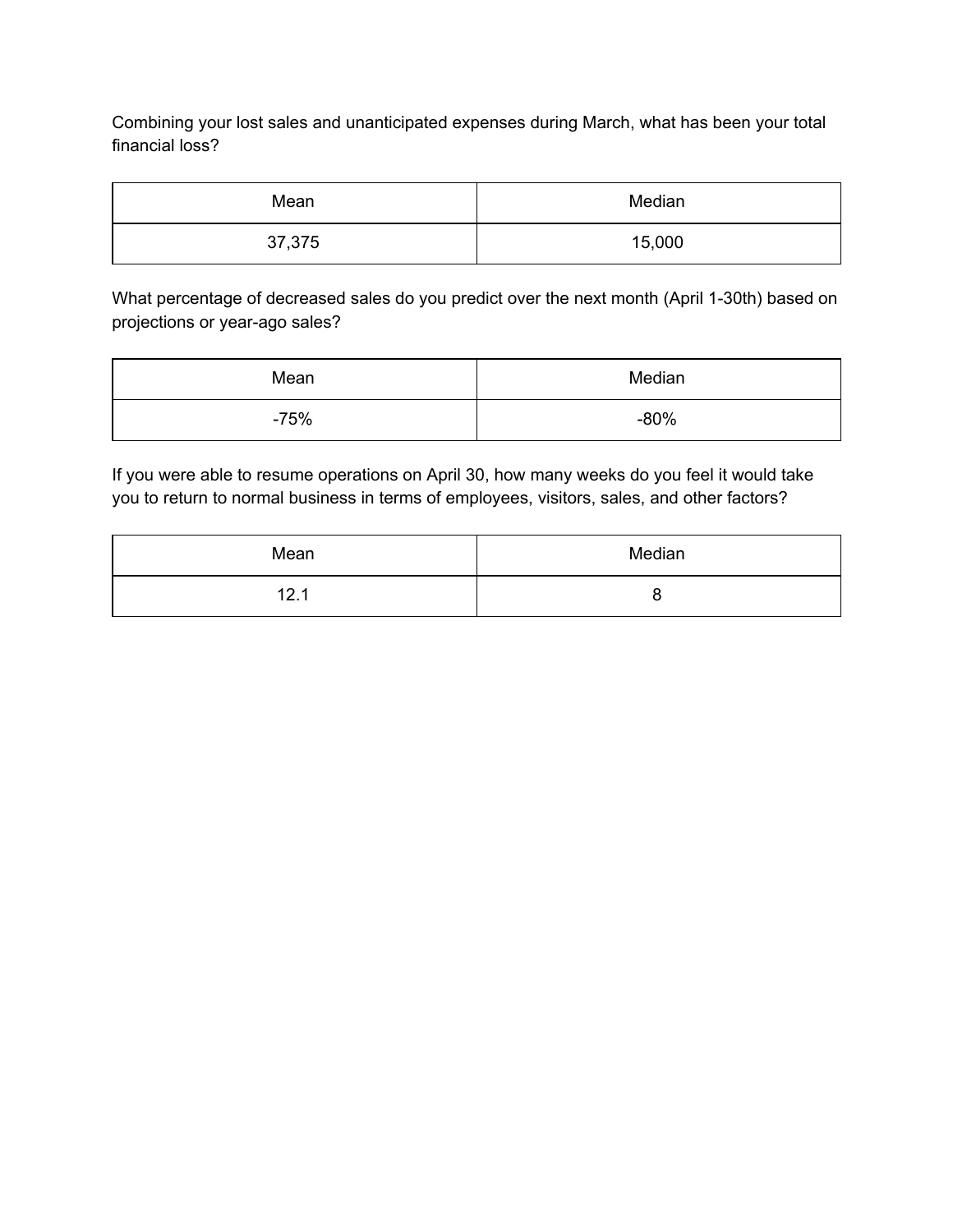Combining your lost sales and unanticipated expenses during March, what has been your total financial loss?

| Mean | Median |
| --- | --- |
| 37,375 | 15,000 |

What percentage of decreased sales do you predict over the next month (April 1-30th) based on projections or year-ago sales?

| Mean | Median |
| --- | --- |
| -75% | -80% |

If you were able to resume operations on April 30, how many weeks do you feel it would take you to return to normal business in terms of employees, visitors, sales, and other factors?

| Mean | Median |
| --- | --- |
| 12.1 | 8 |